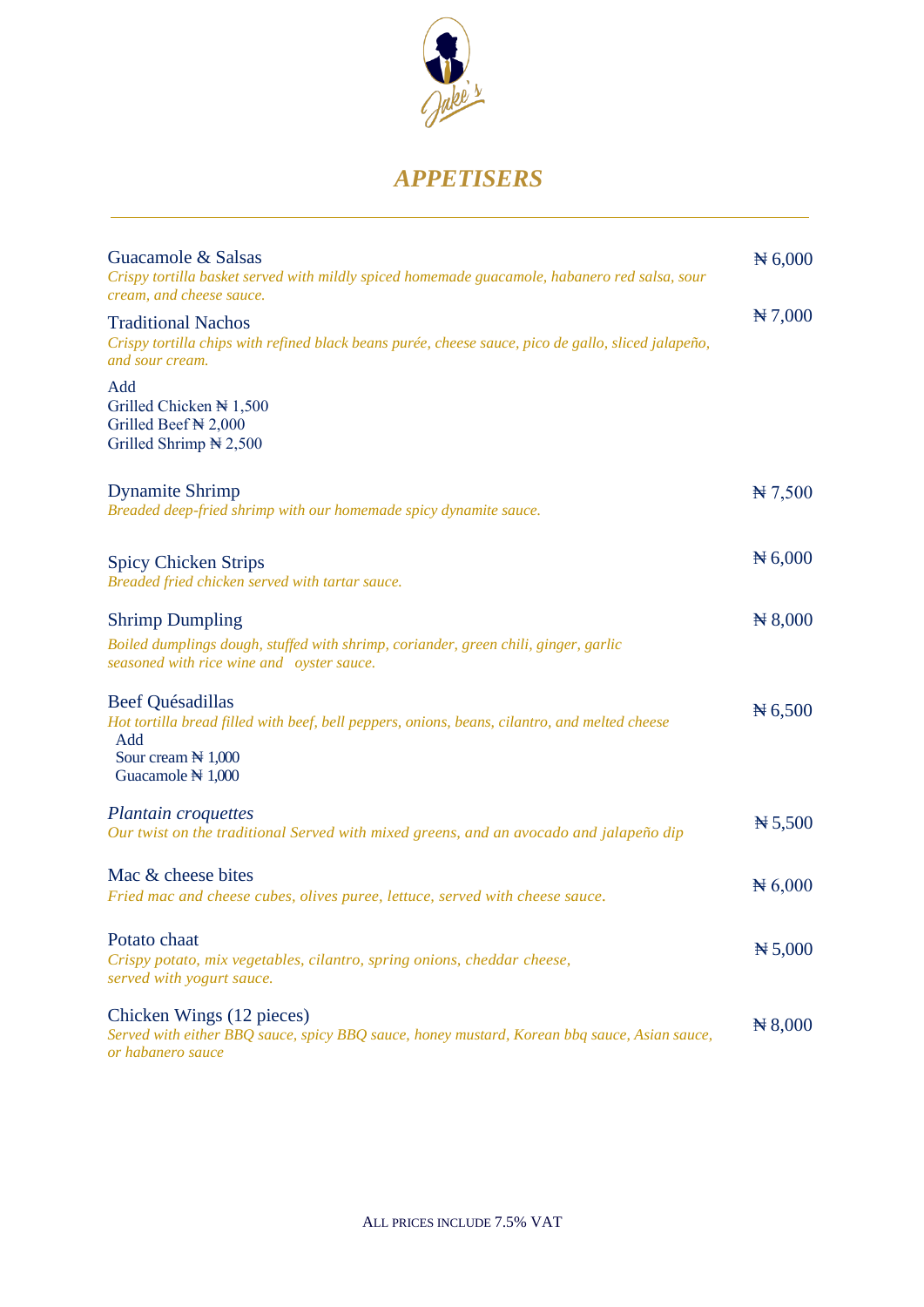Jake's

# *APPETISERS*

---

Guacamole & Salsas — ₦ 6,000
*Crispy tortilla basket served with mildly spiced homemade guacamole, habanero red salsa, sour cream, and cheese sauce.*

Traditional Nachos — ₦ 7,000
*Crispy tortilla chips with refined black beans purée, cheese sauce, pico de gallo, sliced jalapeño, and sour cream.*

Add
Grilled Chicken ₦ 1,500
Grilled Beef ₦ 2,000
Grilled Shrimp ₦ 2,500

Dynamite Shrimp — ₦ 7,500
*Breaded deep-fried shrimp with our homemade spicy dynamite sauce.*

Spicy Chicken Strips — ₦ 6,000
*Breaded fried chicken served with tartar sauce.*

Shrimp Dumpling — ₦ 8,000
*Boiled dumplings dough, stuffed with shrimp, coriander, green chili, ginger, garlic seasoned with rice wine and oyster sauce.*

Beef Quésadillas — ₦ 6,500
*Hot tortilla bread filled with beef, bell peppers, onions, beans, cilantro, and melted cheese*
Add
Sour cream ₦ 1,000
Guacamole ₦ 1,000

*Plantain croquettes* — ₦ 5,500
*Our twist on the traditional Served with mixed greens, and an avocado and jalapeño dip*

Mac & cheese bites — ₦ 6,000
*Fried mac and cheese cubes, olives puree, lettuce, served with cheese sauce.*

Potato chaat — ₦ 5,000
*Crispy potato, mix vegetables, cilantro, spring onions, cheddar cheese, served with yogurt sauce.*

Chicken Wings (12 pieces) — ₦ 8,000
*Served with either BBQ sauce, spicy BBQ sauce, honey mustard, Korean bbq sauce, Asian sauce, or habanero sauce*

ALL PRICES INCLUDE 7.5% VAT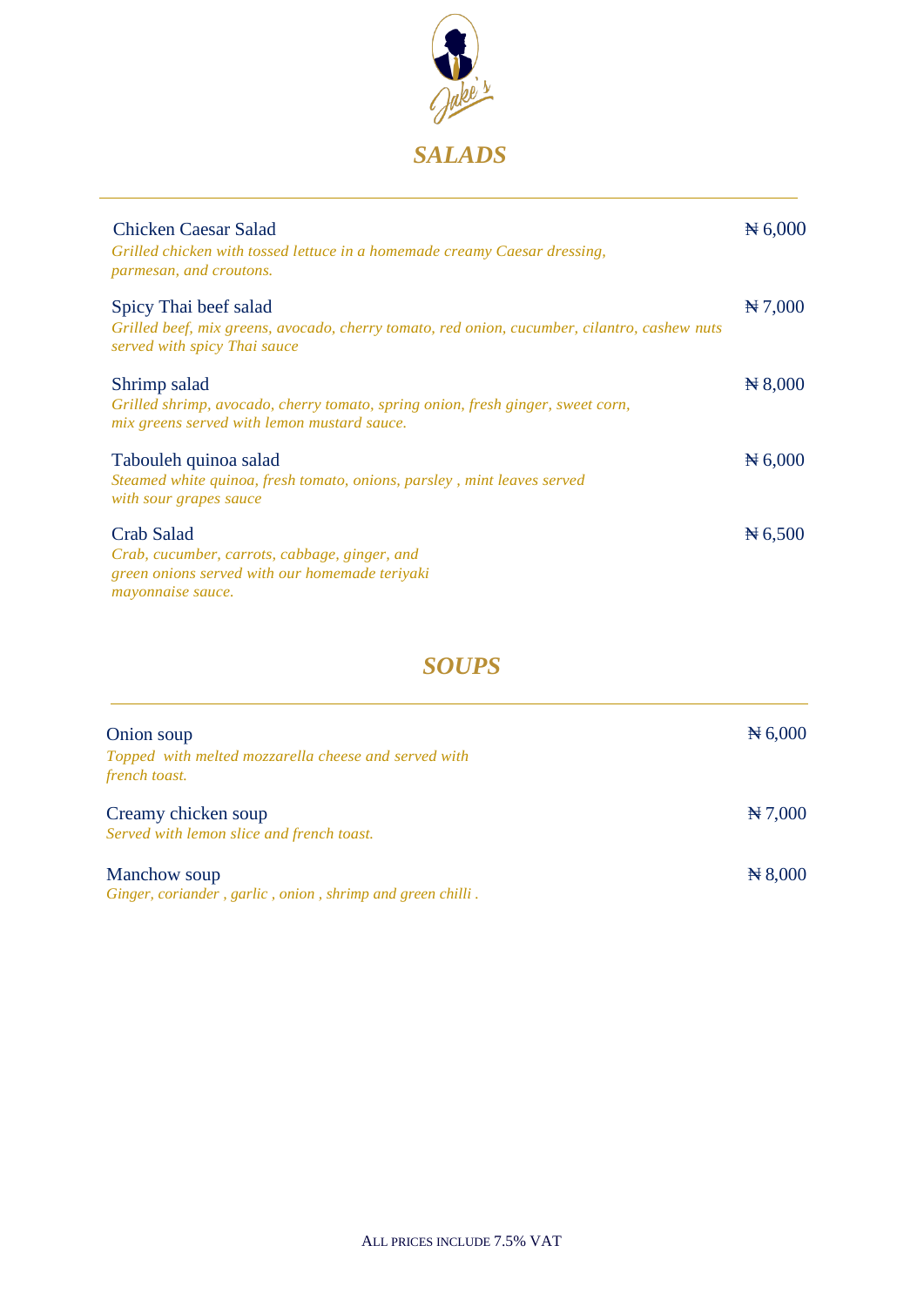## SALADS

Chicken Caesar Salad ₦ 6,000
*Grilled chicken with tossed lettuce in a homemade creamy Caesar dressing, parmesan, and croutons.*

Spicy Thai beef salad ₦ 7,000
*Grilled beef, mix greens, avocado, cherry tomato, red onion, cucumber, cilantro, cashew nuts served with spicy Thai sauce*

Shrimp salad ₦ 8,000
*Grilled shrimp, avocado, cherry tomato, spring onion, fresh ginger, sweet corn, mix greens served with lemon mustard sauce.*

Tabouleh quinoa salad ₦ 6,000
*Steamed white quinoa, fresh tomato, onions, parsley , mint leaves served with sour grapes sauce*

Crab Salad ₦ 6,500
*Crab, cucumber, carrots, cabbage, ginger, and green onions served with our homemade teriyaki mayonnaise sauce.*

## SOUPS

Onion soup ₦ 6,000
*Topped with melted mozzarella cheese and served with french toast.*

Creamy chicken soup ₦ 7,000
*Served with lemon slice and french toast.*

Manchow soup ₦ 8,000
*Ginger, coriander , garlic , onion , shrimp and green chilli .*

ALL PRICES INCLUDE 7.5% VAT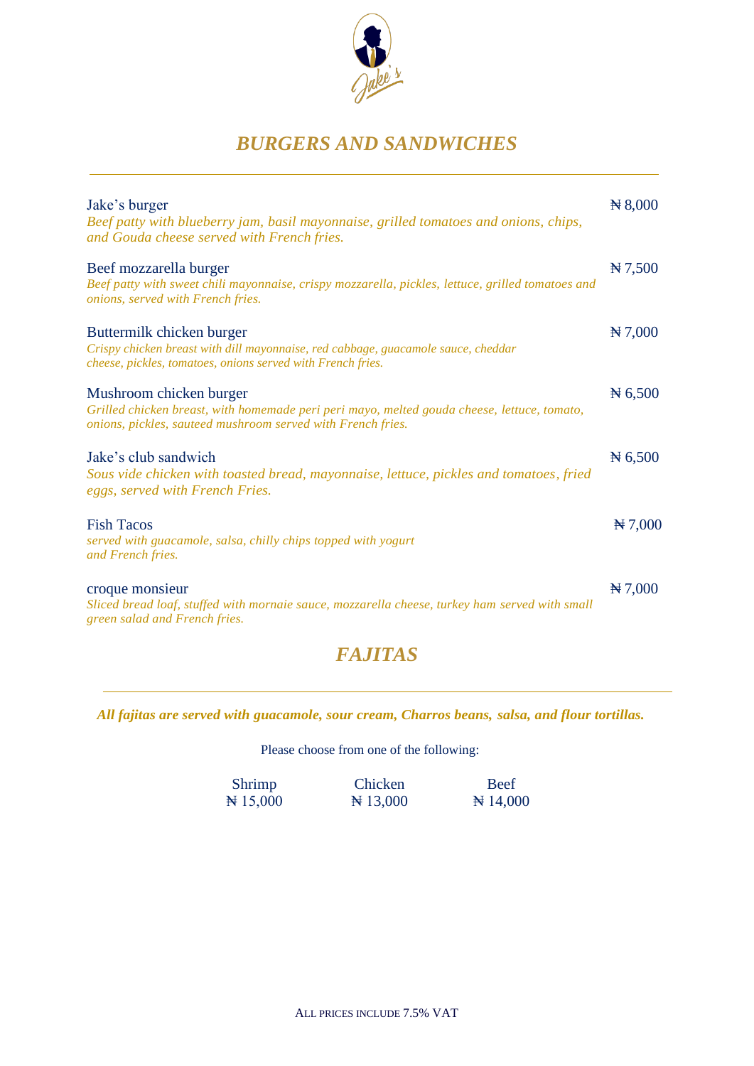# BURGERS AND SANDWICHES

---

Jake's burger — ₦ 8,000
*Beef patty with blueberry jam, basil mayonnaise, grilled tomatoes and onions, chips, and Gouda cheese served with French fries.*

Beef mozzarella burger — ₦ 7,500
*Beef patty with sweet chili mayonnaise, crispy mozzarella, pickles, lettuce, grilled tomatoes and onions, served with French fries.*

Buttermilk chicken burger — ₦ 7,000
*Crispy chicken breast with dill mayonnaise, red cabbage, guacamole sauce, cheddar cheese, pickles, tomatoes, onions served with French fries.*

Mushroom chicken burger — ₦ 6,500
*Grilled chicken breast, with homemade peri peri mayo, melted gouda cheese, lettuce, tomato, onions, pickles, sauteed mushroom served with French fries.*

Jake's club sandwich — ₦ 6,500
*Sous vide chicken with toasted bread, mayonnaise, lettuce, pickles and tomatoes, fried eggs, served with French Fries.*

Fish Tacos — ₦ 7,000
*served with guacamole, salsa, chilly chips topped with yogurt and French fries.*

croque monsieur — ₦ 7,000
*Sliced bread loaf, stuffed with mornaie sauce, mozzarella cheese, turkey ham served with small green salad and French fries.*

# FAJITAS

---

***All fajitas are served with guacamole, sour cream, Charros beans, salsa, and flour tortillas.***

Please choose from one of the following:

| Shrimp | Chicken | Beef |
|---|---|---|
| ₦ 15,000 | ₦ 13,000 | ₦ 14,000 |

ALL PRICES INCLUDE 7.5% VAT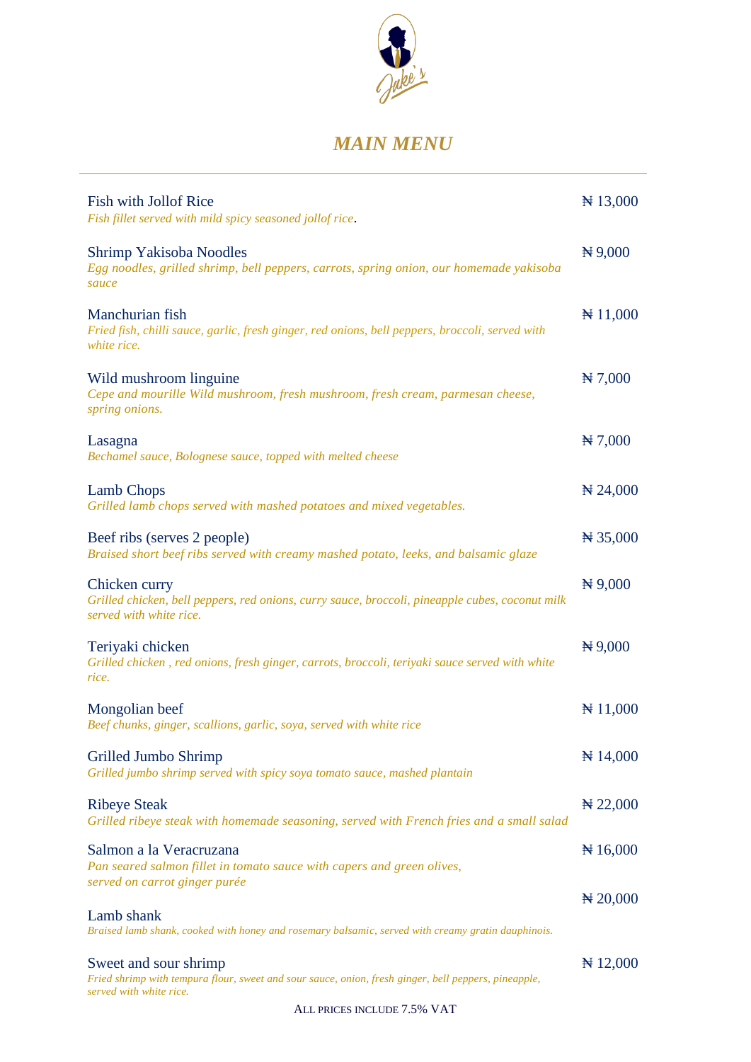# *MAIN MENU*

---

**Fish with Jollof Rice** — ₦ 13,000
*Fish fillet served with mild spicy seasoned jollof rice*.

**Shrimp Yakisoba Noodles** — ₦ 9,000
*Egg noodles, grilled shrimp, bell peppers, carrots, spring onion, our homemade yakisoba sauce*

**Manchurian fish** — ₦ 11,000
*Fried fish, chilli sauce, garlic, fresh ginger, red onions, bell peppers, broccoli, served with white rice.*

**Wild mushroom linguine** — ₦ 7,000
*Cepe and mourille Wild mushroom, fresh mushroom, fresh cream, parmesan cheese, spring onions.*

**Lasagna** — ₦ 7,000
*Bechamel sauce, Bolognese sauce, topped with melted cheese*

**Lamb Chops** — ₦ 24,000
*Grilled lamb chops served with mashed potatoes and mixed vegetables.*

**Beef ribs (serves 2 people)** — ₦ 35,000
*Braised short beef ribs served with creamy mashed potato, leeks, and balsamic glaze*

**Chicken curry** — ₦ 9,000
*Grilled chicken, bell peppers, red onions, curry sauce, broccoli, pineapple cubes, coconut milk served with white rice.*

**Teriyaki chicken** — ₦ 9,000
*Grilled chicken , red onions, fresh ginger, carrots, broccoli, teriyaki sauce served with white rice.*

**Mongolian beef** — ₦ 11,000
*Beef chunks, ginger, scallions, garlic, soya, served with white rice*

**Grilled Jumbo Shrimp** — ₦ 14,000
*Grilled jumbo shrimp served with spicy soya tomato sauce, mashed plantain*

**Ribeye Steak** — ₦ 22,000
*Grilled ribeye steak with homemade seasoning, served with French fries and a small salad*

**Salmon a la Veracruzana** — ₦ 16,000
*Pan seared salmon fillet in tomato sauce with capers and green olives, served on carrot ginger purée*

**Lamb shank** — ₦ 20,000
*Braised lamb shank, cooked with honey and rosemary balsamic, served with creamy gratin dauphinois.*

**Sweet and sour shrimp** — ₦ 12,000
*Fried shrimp with tempura flour, sweet and sour sauce, onion, fresh ginger, bell peppers, pineapple, served with white rice.*

ALL PRICES INCLUDE 7.5% VAT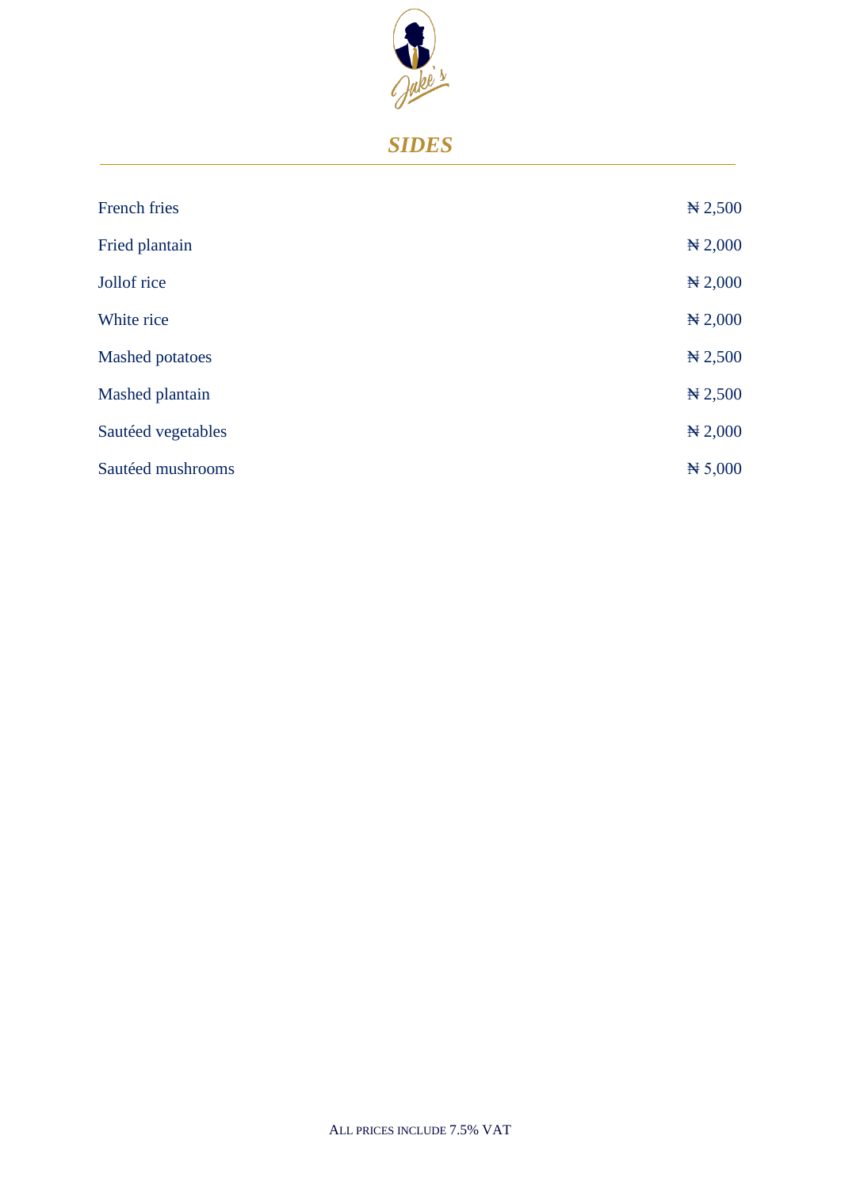# *SIDES*

| Item | Price |
| --- | --- |
| French fries | ₦ 2,500 |
| Fried plantain | ₦ 2,000 |
| Jollof rice | ₦ 2,000 |
| White rice | ₦ 2,000 |
| Mashed potatoes | ₦ 2,500 |
| Mashed plantain | ₦ 2,500 |
| Sautéed vegetables | ₦ 2,000 |
| Sautéed mushrooms | ₦ 5,000 |

ALL PRICES INCLUDE 7.5% VAT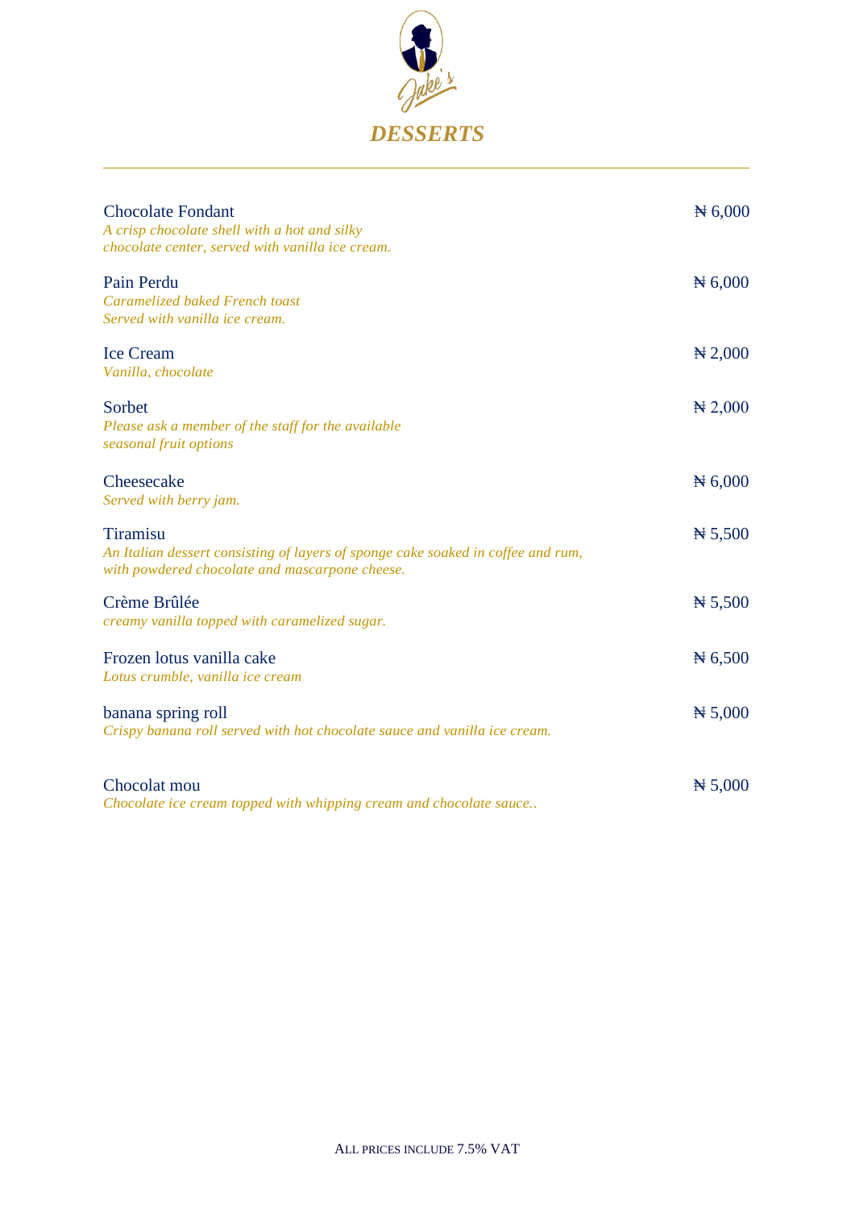# DESSERTS

---

**Chocolate Fondant** — ₦ 6,000
*A crisp chocolate shell with a hot and silky chocolate center, served with vanilla ice cream.*

**Pain Perdu** — ₦ 6,000
*Caramelized baked French toast Served with vanilla ice cream.*

**Ice Cream** — ₦ 2,000
*Vanilla, chocolate*

**Sorbet** — ₦ 2,000
*Please ask a member of the staff for the available seasonal fruit options*

**Cheesecake** — ₦ 6,000
*Served with berry jam.*

**Tiramisu** — ₦ 5,500
*An Italian dessert consisting of layers of sponge cake soaked in coffee and rum, with powdered chocolate and mascarpone cheese.*

**Crème Brûlée** — ₦ 5,500
*creamy vanilla topped with caramelized sugar.*

**Frozen lotus vanilla cake** — ₦ 6,500
*Lotus crumble, vanilla ice cream*

**banana spring roll** — ₦ 5,000
*Crispy banana roll served with hot chocolate sauce and vanilla ice cream.*

**Chocolat mou** — ₦ 5,000
*Chocolate ice cream topped with whipping cream and chocolate sauce..*

ALL PRICES INCLUDE 7.5% VAT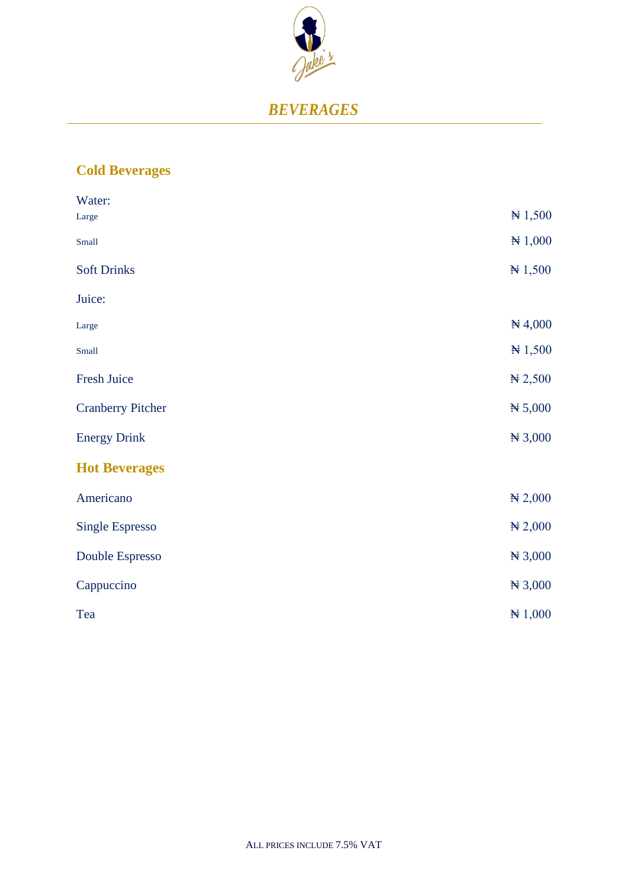# *BEVERAGES*

## Cold Beverages

| | |
|---|---|
| Water: | |
| Large | ₦ 1,500 |
| Small | ₦ 1,000 |
| Soft Drinks | ₦ 1,500 |
| Juice: | |
| Large | ₦ 4,000 |
| Small | ₦ 1,500 |
| Fresh Juice | ₦ 2,500 |
| Cranberry Pitcher | ₦ 5,000 |
| Energy Drink | ₦ 3,000 |

## Hot Beverages

| | |
|---|---|
| Americano | ₦ 2,000 |
| Single Espresso | ₦ 2,000 |
| Double Espresso | ₦ 3,000 |
| Cappuccino | ₦ 3,000 |
| Tea | ₦ 1,000 |

ALL PRICES INCLUDE 7.5% VAT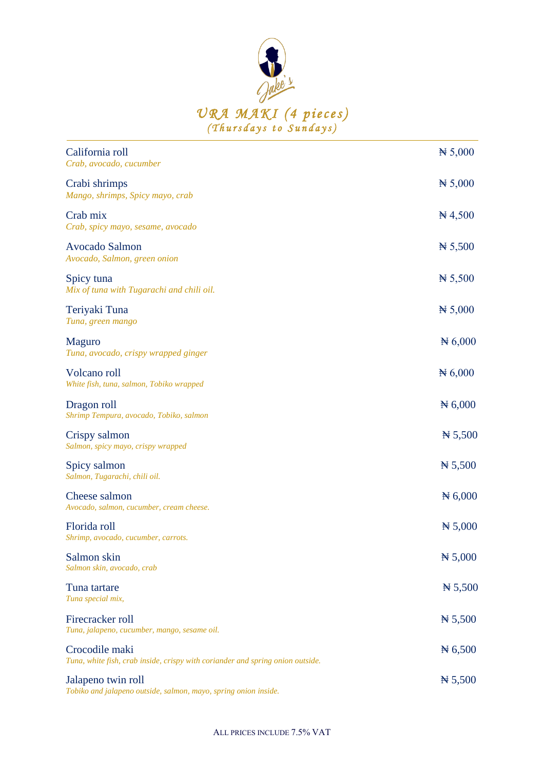Jake's

# URA MAKI (4 pieces)

*(Thursdays to Sundays)*

| Item | Price |
|---|---|
| California roll<br>*Crab, avocado, cucumber* | ₦ 5,000 |
| Crabi shrimps<br>*Mango, shrimps, Spicy mayo, crab* | ₦ 5,000 |
| Crab mix<br>*Crab, spicy mayo, sesame, avocado* | ₦ 4,500 |
| Avocado Salmon<br>*Avocado, Salmon, green onion* | ₦ 5,500 |
| Spicy tuna<br>*Mix of tuna with Tugarachi and chili oil.* | ₦ 5,500 |
| Teriyaki Tuna<br>*Tuna, green mango* | ₦ 5,000 |
| Maguro<br>*Tuna, avocado, crispy wrapped ginger* | ₦ 6,000 |
| Volcano roll<br>*White fish, tuna, salmon, Tobiko wrapped* | ₦ 6,000 |
| Dragon roll<br>*Shrimp Tempura, avocado, Tobiko, salmon* | ₦ 6,000 |
| Crispy salmon<br>*Salmon, spicy mayo, crispy wrapped* | ₦ 5,500 |
| Spicy salmon<br>*Salmon, Tugarachi, chili oil.* | ₦ 5,500 |
| Cheese salmon<br>*Avocado, salmon, cucumber, cream cheese.* | ₦ 6,000 |
| Florida roll<br>*Shrimp, avocado, cucumber, carrots.* | ₦ 5,000 |
| Salmon skin<br>*Salmon skin, avocado, crab* | ₦ 5,000 |
| Tuna tartare<br>*Tuna special mix,* | ₦ 5,500 |
| Firecracker roll<br>*Tuna, jalapeno, cucumber, mango, sesame oil.* | ₦ 5,500 |
| Crocodile maki<br>*Tuna, white fish, crab inside, crispy with coriander and spring onion outside.* | ₦ 6,500 |
| Jalapeno twin roll<br>*Tobiko and jalapeno outside, salmon, mayo, spring onion inside.* | ₦ 5,500 |

ALL PRICES INCLUDE 7.5% VAT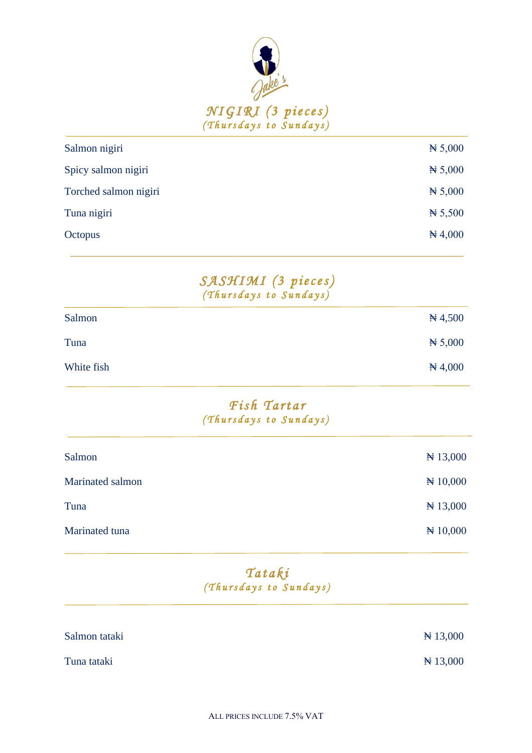Jake's

## NIGIRI (3 pieces)
*(Thursdays to Sundays)*

| | |
|---|---|
| Salmon nigiri | ₦ 5,000 |
| Spicy salmon nigiri | ₦ 5,000 |
| Torched salmon nigiri | ₦ 5,000 |
| Tuna nigiri | ₦ 5,500 |
| Octopus | ₦ 4,000 |

## SASHIMI (3 pieces)
*(Thursdays to Sundays)*

| | |
|---|---|
| Salmon | ₦ 4,500 |
| Tuna | ₦ 5,000 |
| White fish | ₦ 4,000 |

## Fish Tartar
*(Thursdays to Sundays)*

| | |
|---|---|
| Salmon | ₦ 13,000 |
| Marinated salmon | ₦ 10,000 |
| Tuna | ₦ 13,000 |
| Marinated tuna | ₦ 10,000 |

## Tataki
*(Thursdays to Sundays)*

| | |
|---|---|
| Salmon tataki | ₦ 13,000 |
| Tuna tataki | ₦ 13,000 |

ALL PRICES INCLUDE 7.5% VAT